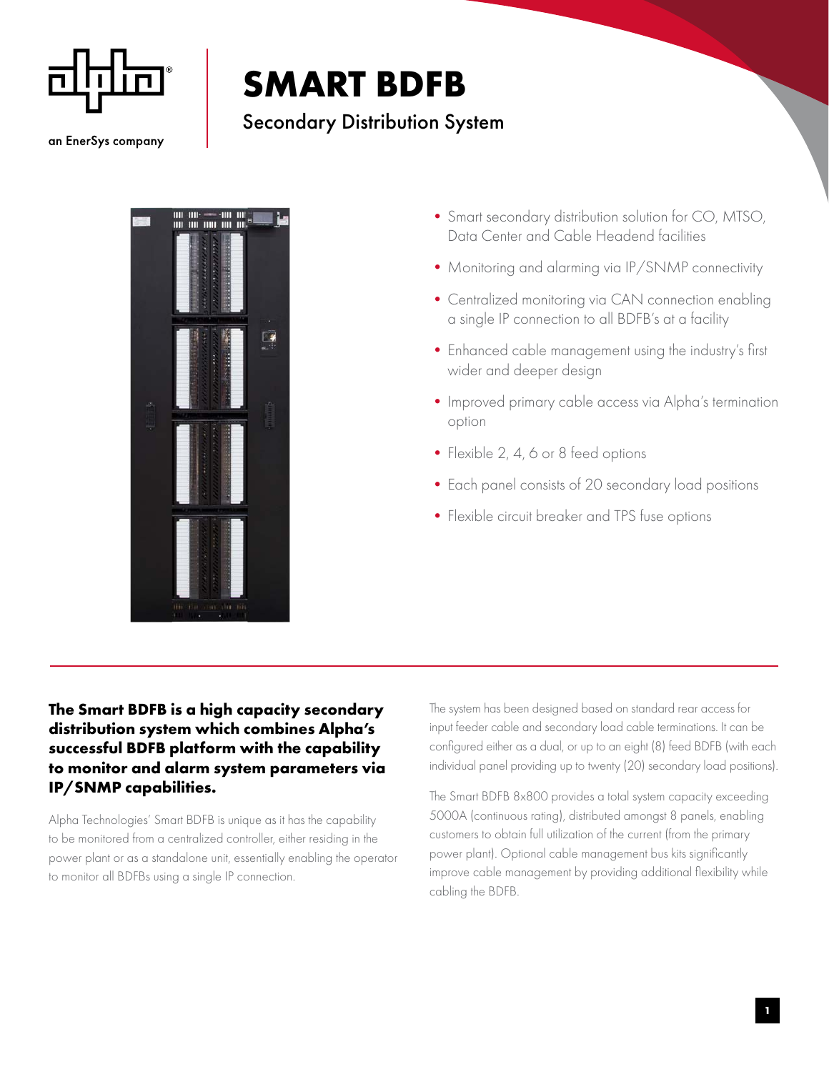an EnerSys company

# SMART BDFB

## Secondary Distribution System

- Smart secondary distribution solution for CO, MTSO, Data Center and Cable Headend facilities
- Monitoring and alarming via IP/SNMP connectivity
- Centralized monitoring via CAN connection enabling a single IP connection to all BDFB's at a facility
- Enhanced cable management using the industry's first wider and deeper design
- Improved primary cable access via Alpha's termination option
- Flexible 2, 4, 6 or 8 feed options
- Each panel consists of 20 secondary load positions
- Flexible circuit breaker and TPS fuse options

**The Smart BDFB is a high capacity secondary distribution system which combines Alpha's successful BDFB platform with the capability to monitor and alarm system parameters via IP/SNMP capabilities.**

Alpha Technologies' Smart BDFB is unique as it has the capability to be monitored from a centralized controller, either residing in the power plant or as a standalone unit, essentially enabling the operator to monitor all BDFBs using a single IP connection.

The system has been designed based on standard rear access for input feeder cable and secondary load cable terminations. It can be configured either as a dual, or up to an eight (8) feed BDFB (with each individual panel providing up to twenty (20) secondary load positions).

The Smart BDFB 8x800 provides a total system capacity exceeding 5000A (continuous rating), distributed amongst 8 panels, enabling customers to obtain full utilization of the current (from the primary power plant). Optional cable management bus kits significantly improve cable management by providing additional flexibility while cabling the BDFB.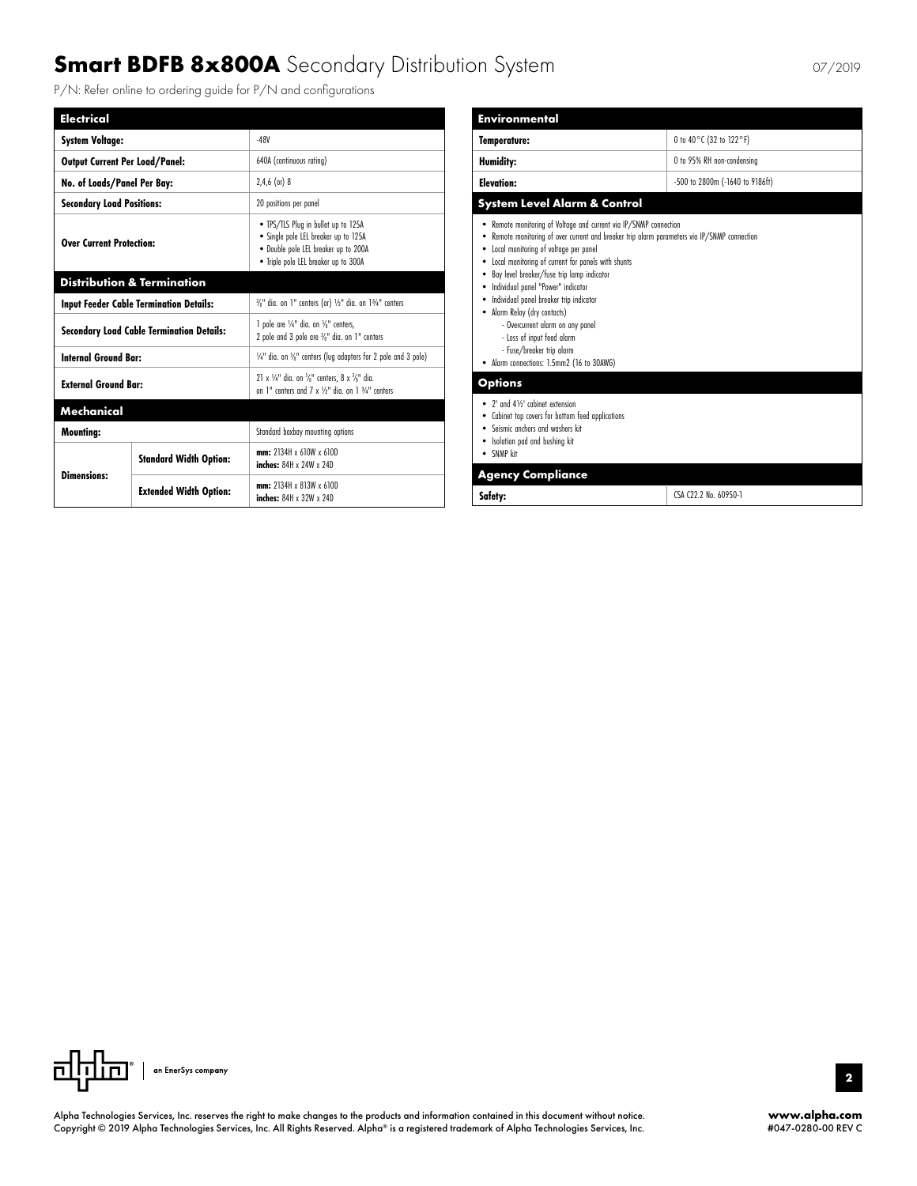# **Smart BDFB 8x800A** Secondary Distribution System

07/2019

P/N: Refer online to ordering guide for P/N and configurations

| **Electrical** | |
| --- | --- |
| **System Voltage:** | -48V |
| **Output Current Per Load/Panel:** | 640A (continuous rating) |
| **No. of Loads/Panel Per Bay:** | 2,4,6 (or) 8 |
| **Secondary Load Positions:** | 20 positions per panel |
| **Over Current Protection:** | • TPS/TLS Plug in bullet up to 125A<br>• Single pole LEL breaker up to 125A<br>• Double pole LEL breaker up to 200A<br>• Triple pole LEL breaker up to 300A |

| **Distribution & Termination** | |
| --- | --- |
| **Input Feeder Cable Termination Details:** | ⅜" dia. on 1" centers (or) ½" dia. on 1¾" centers |
| **Secondary Load Cable Termination Details:** | 1 pole are ¼" dia. on ⅝" centers,<br>2 pole and 3 pole are ⅜" dia. on 1" centers |
| **Internal Ground Bar:** | ¼" dia. on ⅝" centers (lug adapters for 2 pole and 3 pole) |
| **External Ground Bar:** | 21 x ¼" dia. on ⅝" centers, 8 x ⅜" dia. on 1" centers and 7 x ½" dia. on 1 ¾" centers |

| **Mechanical** | | |
| --- | --- | --- |
| **Mounting:** | | Standard boxbay mounting options |
| **Dimensions:** | **Standard Width Option:** | **mm:** 2134H x 610W x 610D<br>**inches:** 84H x 24W x 24D |
| | **Extended Width Option:** | **mm:** 2134H x 813W x 610D<br>**inches:** 84H x 32W x 24D |

| **Environmental** | |
| --- | --- |
| **Temperature:** | 0 to 40°C (32 to 122°F) |
| **Humidity:** | 0 to 95% RH non-condensing |
| **Elevation:** | -500 to 2800m (-1640 to 9186ft) |

### System Level Alarm & Control

- Remote monitoring of Voltage and current via IP/SNMP connection
- Remote monitoring of over current and breaker trip alarm parameters via IP/SNMP connection
- Local monitoring of voltage per panel
- Local monitoring of current for panels with shunts
- Bay level breaker/fuse trip lamp indicator
- Individual panel "Power" indicator
- Individual panel breaker trip indicator
- Alarm Relay (dry contacts)
  - Overcurrent alarm on any panel
  - Loss of input feed alarm
  - Fuse/breaker trip alarm
- Alarm connections: 1.5mm2 (16 to 30AWG)

### Options

- 2' and 4½' cabinet extension
- Cabinet top covers for bottom feed applications
- Seismic anchors and washers kit
- Isolation pad and bushing kit
- SNMP kit

| **Agency Compliance** | |
| --- | --- |
| **Safety:** | CSA C22.2 No. 60950-1 |

an EnerSys company

Alpha Technologies Services, Inc. reserves the right to make changes to the products and information contained in this document without notice.
Copyright © 2019 Alpha Technologies Services, Inc. All Rights Reserved. Alpha® is a registered trademark of Alpha Technologies Services, Inc.

**www.alpha.com**
#047-0280-00 REV C